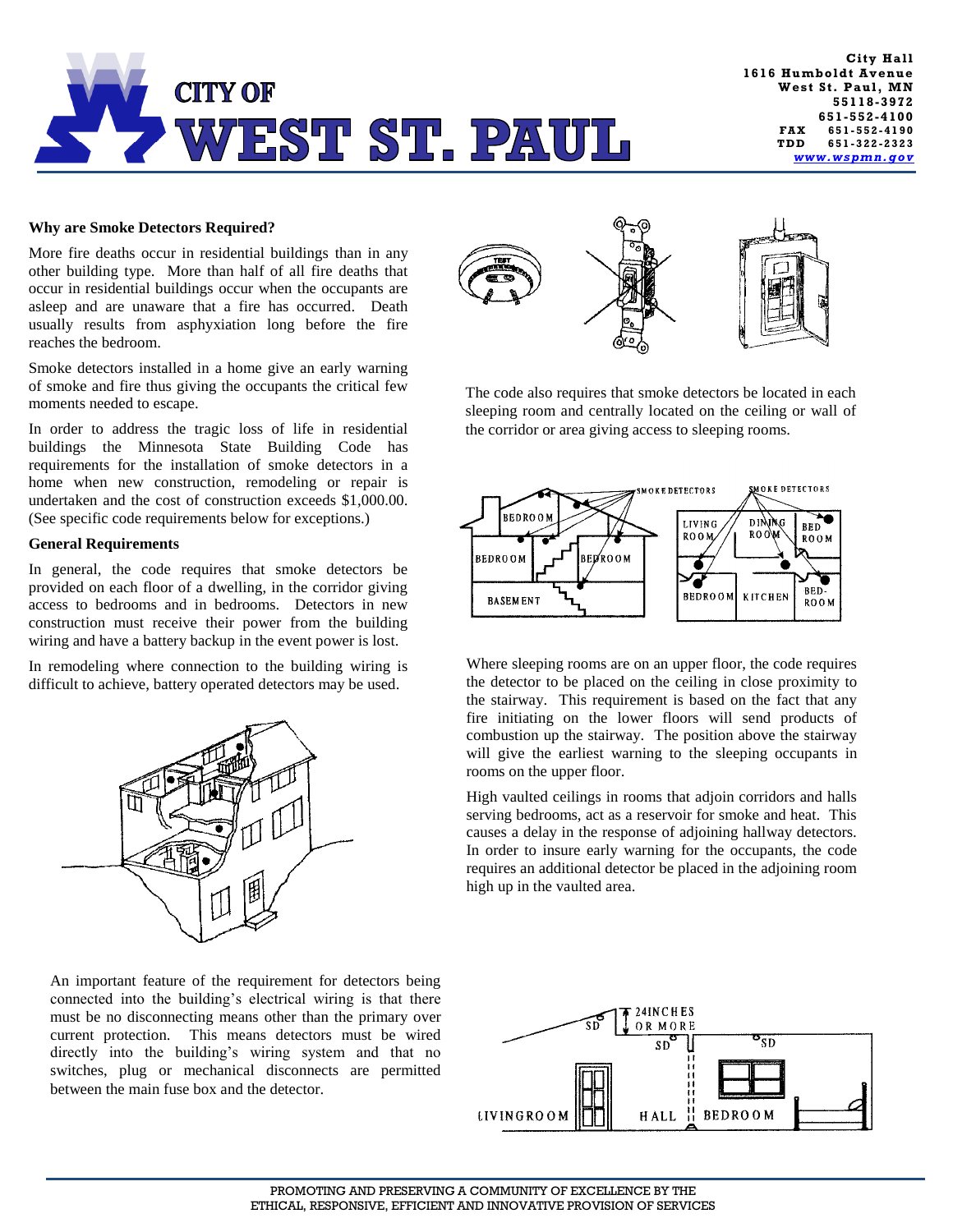# CITY OF WEST ST. PAUL

City Hall
1616 Humboldt Avenue
West St. Paul, MN
55118-3972
651-552-4100
FAX 651-552-4190
TDD 651-322-2323
www.wspmn.gov

**Why are Smoke Detectors Required?**

More fire deaths occur in residential buildings than in any other building type. More than half of all fire deaths that occur in residential buildings occur when the occupants are asleep and are unaware that a fire has occurred. Death usually results from asphyxiation long before the fire reaches the bedroom.

Smoke detectors installed in a home give an early warning of smoke and fire thus giving the occupants the critical few moments needed to escape.

In order to address the tragic loss of life in residential buildings the Minnesota State Building Code has requirements for the installation of smoke detectors in a home when new construction, remodeling or repair is undertaken and the cost of construction exceeds $1,000.00. (See specific code requirements below for exceptions.)

**General Requirements**

In general, the code requires that smoke detectors be provided on each floor of a dwelling, in the corridor giving access to bedrooms and in bedrooms. Detectors in new construction must receive their power from the building wiring and have a battery backup in the event power is lost.

In remodeling where connection to the building wiring is difficult to achieve, battery operated detectors may be used.

An important feature of the requirement for detectors being connected into the building's electrical wiring is that there must be no disconnecting means other than the primary over current protection. This means detectors must be wired directly into the building's wiring system and that no switches, plug or mechanical disconnects are permitted between the main fuse box and the detector.

The code also requires that smoke detectors be located in each sleeping room and centrally located on the ceiling or wall of the corridor or area giving access to sleeping rooms.

Where sleeping rooms are on an upper floor, the code requires the detector to be placed on the ceiling in close proximity to the stairway. This requirement is based on the fact that any fire initiating on the lower floors will send products of combustion up the stairway. The position above the stairway will give the earliest warning to the sleeping occupants in rooms on the upper floor.

High vaulted ceilings in rooms that adjoin corridors and halls serving bedrooms, act as a reservoir for smoke and heat. This causes a delay in the response of adjoining hallway detectors. In order to insure early warning for the occupants, the code requires an additional detector be placed in the adjoining room high up in the vaulted area.

PROMOTING AND PRESERVING A COMMUNITY OF EXCELLENCE BY THE ETHICAL, RESPONSIVE, EFFICIENT AND INNOVATIVE PROVISION OF SERVICES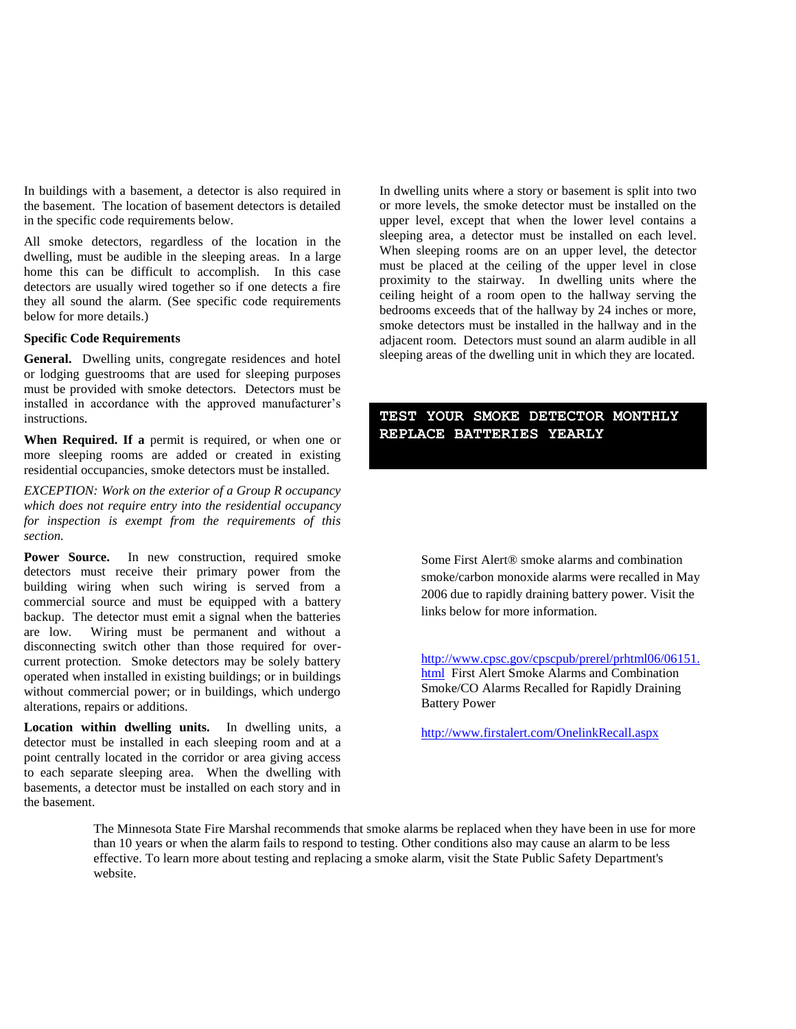In buildings with a basement, a detector is also required in the basement. The location of basement detectors is detailed in the specific code requirements below.

All smoke detectors, regardless of the location in the dwelling, must be audible in the sleeping areas. In a large home this can be difficult to accomplish. In this case detectors are usually wired together so if one detects a fire they all sound the alarm. (See specific code requirements below for more details.)

**Specific Code Requirements**

**General.** Dwelling units, congregate residences and hotel or lodging guestrooms that are used for sleeping purposes must be provided with smoke detectors. Detectors must be installed in accordance with the approved manufacturer's instructions.

**When Required. If a** permit is required, or when one or more sleeping rooms are added or created in existing residential occupancies, smoke detectors must be installed.

*EXCEPTION: Work on the exterior of a Group R occupancy which does not require entry into the residential occupancy for inspection is exempt from the requirements of this section.*

**Power Source.** In new construction, required smoke detectors must receive their primary power from the building wiring when such wiring is served from a commercial source and must be equipped with a battery backup. The detector must emit a signal when the batteries are low. Wiring must be permanent and without a disconnecting switch other than those required for over-current protection. Smoke detectors may be solely battery operated when installed in existing buildings; or in buildings without commercial power; or in buildings, which undergo alterations, repairs or additions.

**Location within dwelling units.** In dwelling units, a detector must be installed in each sleeping room and at a point centrally located in the corridor or area giving access to each separate sleeping area. When the dwelling with basements, a detector must be installed on each story and in the basement.

In dwelling units where a story or basement is split into two or more levels, the smoke detector must be installed on the upper level, except that when the lower level contains a sleeping area, a detector must be installed on each level. When sleeping rooms are on an upper level, the detector must be placed at the ceiling of the upper level in close proximity to the stairway. In dwelling units where the ceiling height of a room open to the hallway serving the bedrooms exceeds that of the hallway by 24 inches or more, smoke detectors must be installed in the hallway and in the adjacent room. Detectors must sound an alarm audible in all sleeping areas of the dwelling unit in which they are located.

**TEST YOUR SMOKE DETECTOR MONTHLY**
**REPLACE BATTERIES YEARLY**

Some First Alert® smoke alarms and combination smoke/carbon monoxide alarms were recalled in May 2006 due to rapidly draining battery power. Visit the links below for more information.

http://www.cpsc.gov/cpscpub/prerel/prhtml06/06151.html First Alert Smoke Alarms and Combination Smoke/CO Alarms Recalled for Rapidly Draining Battery Power

http://www.firstalert.com/OnelinkRecall.aspx

The Minnesota State Fire Marshal recommends that smoke alarms be replaced when they have been in use for more than 10 years or when the alarm fails to respond to testing. Other conditions also may cause an alarm to be less effective. To learn more about testing and replacing a smoke alarm, visit the State Public Safety Department's website.